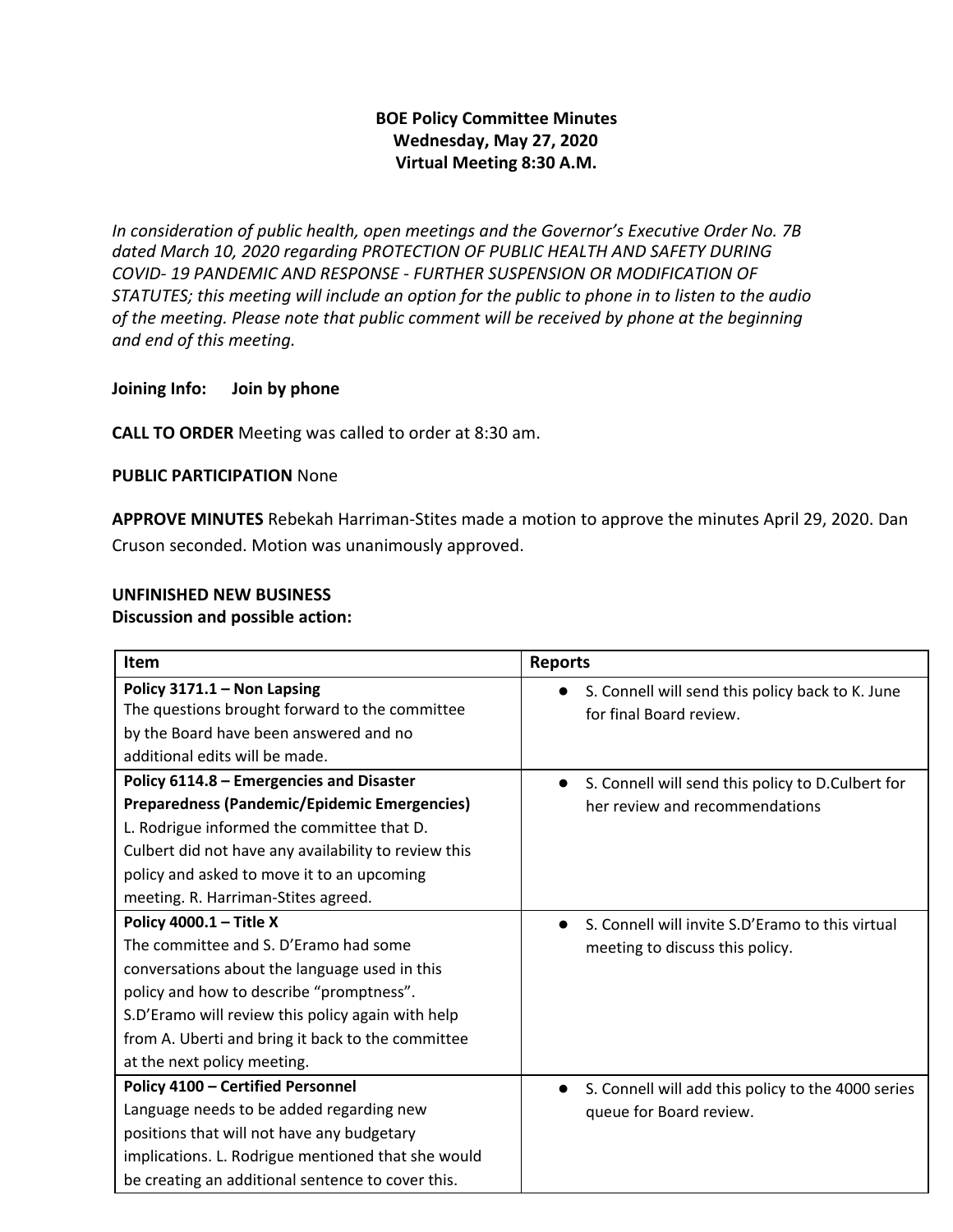**BOE Policy Committee Minutes**
**Wednesday, May 27, 2020**
**Virtual Meeting 8:30 A.M.**

*In consideration of public health, open meetings and the Governor's Executive Order No. 7B dated March 10, 2020 regarding PROTECTION OF PUBLIC HEALTH AND SAFETY DURING COVID- 19 PANDEMIC AND RESPONSE - FURTHER SUSPENSION OR MODIFICATION OF STATUTES; this meeting will include an option for the public to phone in to listen to the audio of the meeting. Please note that public comment will be received by phone at the beginning and end of this meeting.*

**Joining Info: Join by phone**

**CALL TO ORDER** Meeting was called to order at 8:30 am.

**PUBLIC PARTICIPATION** None

**APPROVE MINUTES** Rebekah Harriman-Stites made a motion to approve the minutes April 29, 2020. Dan Cruson seconded. Motion was unanimously approved.

**UNFINISHED NEW BUSINESS**
**Discussion and possible action:**

| Item | Reports |
|---|---|
| **Policy 3171.1 – Non Lapsing** The questions brought forward to the committee by the Board have been answered and no additional edits will be made. | ● S. Connell will send this policy back to K. June for final Board review. |
| **Policy 6114.8 – Emergencies and Disaster Preparedness (Pandemic/Epidemic Emergencies)** L. Rodrigue informed the committee that D. Culbert did not have any availability to review this policy and asked to move it to an upcoming meeting. R. Harriman-Stites agreed. | ● S. Connell will send this policy to D.Culbert for her review and recommendations |
| **Policy 4000.1 – Title X** The committee and S. D'Eramo had some conversations about the language used in this policy and how to describe "promptness". S.D'Eramo will review this policy again with help from A. Uberti and bring it back to the committee at the next policy meeting. | ● S. Connell will invite S.D'Eramo to this virtual meeting to discuss this policy. |
| **Policy 4100 – Certified Personnel** Language needs to be added regarding new positions that will not have any budgetary implications. L. Rodrigue mentioned that she would be creating an additional sentence to cover this. | ● S. Connell will add this policy to the 4000 series queue for Board review. |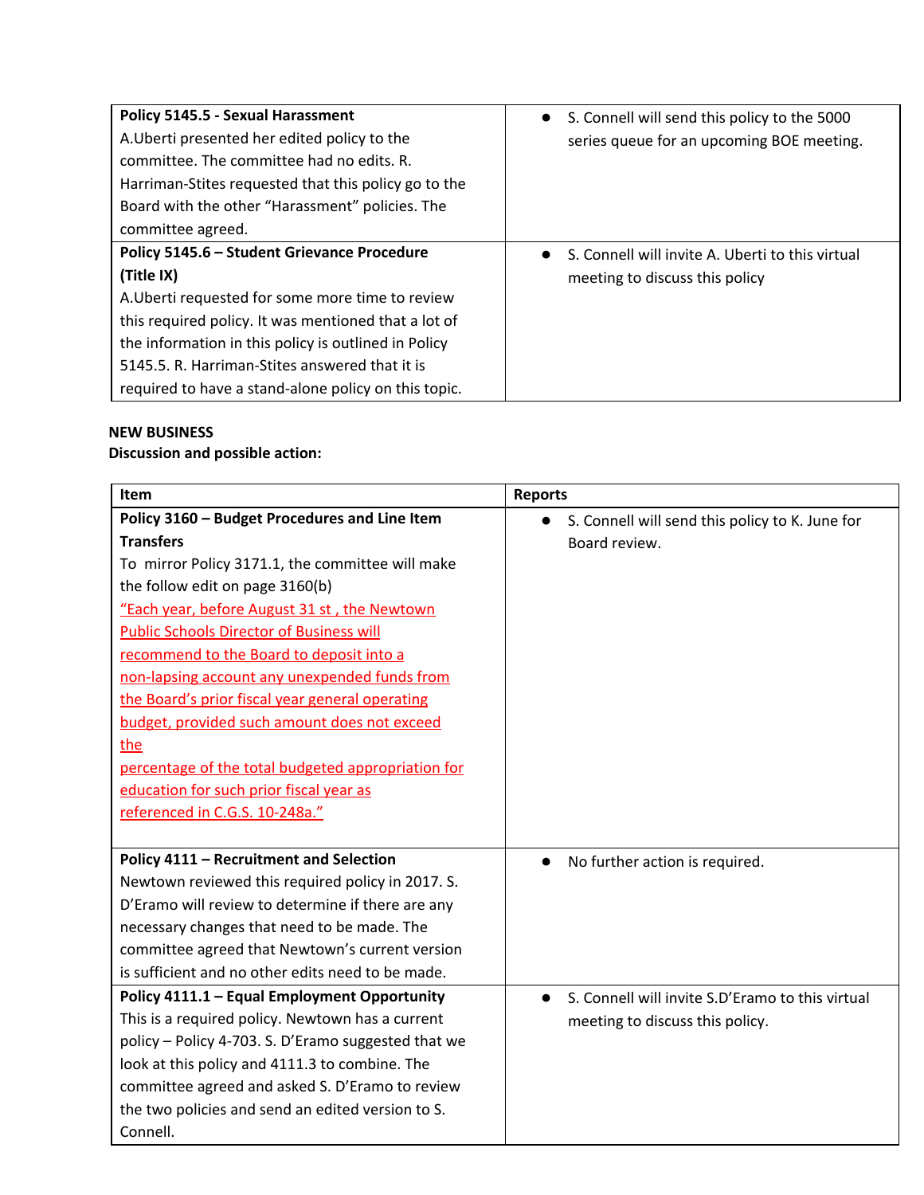| | |
|---|---|
| **Policy 5145.5 - Sexual Harassment** A.Uberti presented her edited policy to the committee. The committee had no edits. R. Harriman-Stites requested that this policy go to the Board with the other "Harassment" policies. The committee agreed. | • S. Connell will send this policy to the 5000 series queue for an upcoming BOE meeting. |
| **Policy 5145.6 – Student Grievance Procedure (Title IX)** A.Uberti requested for some more time to review this required policy. It was mentioned that a lot of the information in this policy is outlined in Policy 5145.5. R. Harriman-Stites answered that it is required to have a stand-alone policy on this topic. | • S. Connell will invite A. Uberti to this virtual meeting to discuss this policy |

**NEW BUSINESS**
**Discussion and possible action:**

| Item | Reports |
|---|---|
| **Policy 3160 – Budget Procedures and Line Item Transfers** To mirror Policy 3171.1, the committee will make the follow edit on page 3160(b) "Each year, before August 31 st , the Newtown Public Schools Director of Business will recommend to the Board to deposit into a non-lapsing account any unexpended funds from the Board's prior fiscal year general operating budget, provided such amount does not exceed the percentage of the total budgeted appropriation for education for such prior fiscal year as referenced in C.G.S. 10-248a." | • S. Connell will send this policy to K. June for Board review. |
| **Policy 4111 – Recruitment and Selection** Newtown reviewed this required policy in 2017. S. D'Eramo will review to determine if there are any necessary changes that need to be made. The committee agreed that Newtown's current version is sufficient and no other edits need to be made. | • No further action is required. |
| **Policy 4111.1 – Equal Employment Opportunity** This is a required policy. Newtown has a current policy – Policy 4-703. S. D'Eramo suggested that we look at this policy and 4111.3 to combine. The committee agreed and asked S. D'Eramo to review the two policies and send an edited version to S. Connell. | • S. Connell will invite S.D'Eramo to this virtual meeting to discuss this policy. |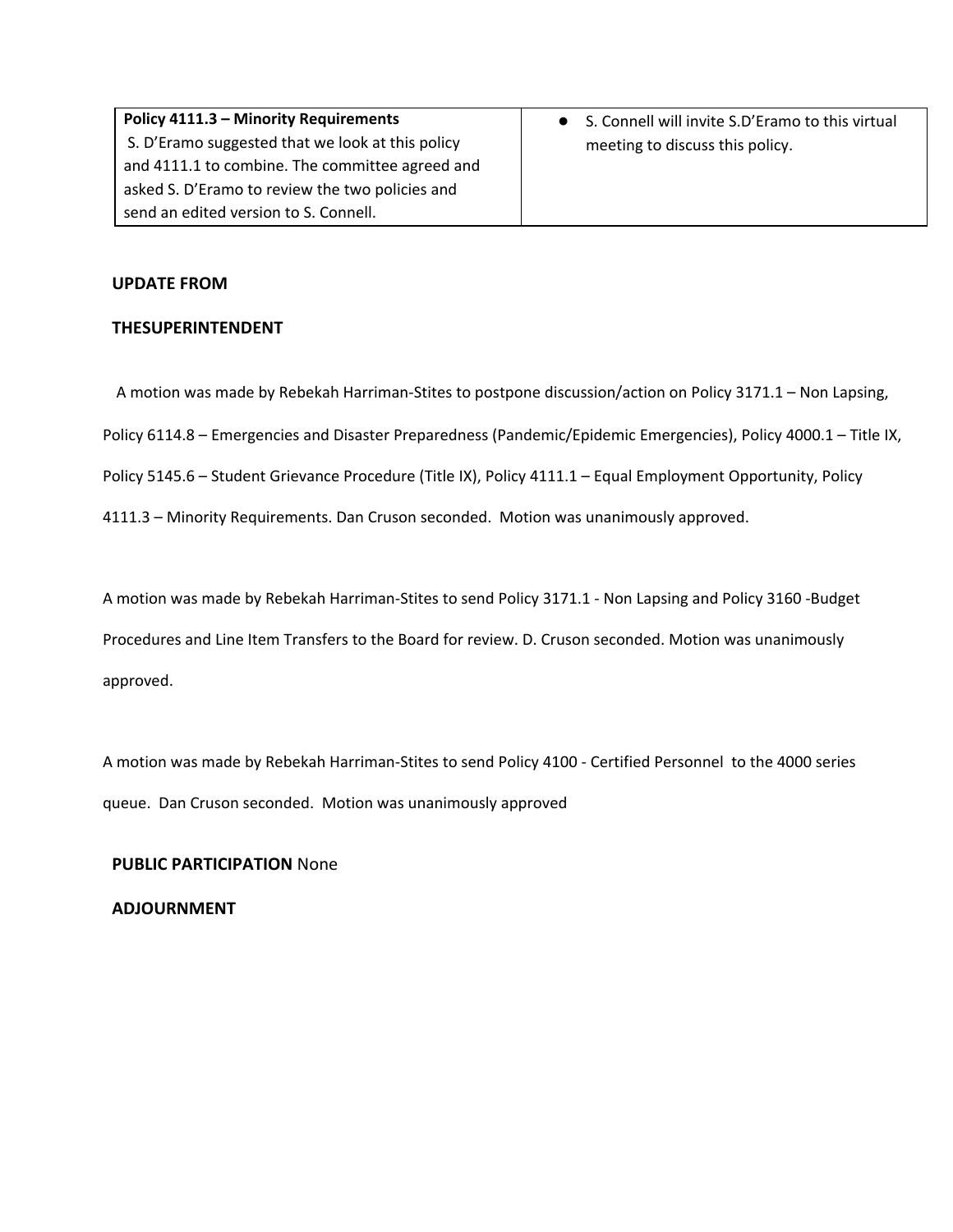| | |
|---|---|
| **Policy 4111.3 – Minority Requirements** S. D'Eramo suggested that we look at this policy and 4111.1 to combine. The committee agreed and asked S. D'Eramo to review the two policies and send an edited version to S. Connell. | ● S. Connell will invite S.D'Eramo to this virtual meeting to discuss this policy. |

**UPDATE FROM**

**THESUPERINTENDENT**

A motion was made by Rebekah Harriman-Stites to postpone discussion/action on Policy 3171.1 – Non Lapsing, Policy 6114.8 – Emergencies and Disaster Preparedness (Pandemic/Epidemic Emergencies), Policy 4000.1 – Title IX, Policy 5145.6 – Student Grievance Procedure (Title IX), Policy 4111.1 – Equal Employment Opportunity, Policy 4111.3 – Minority Requirements. Dan Cruson seconded. Motion was unanimously approved.

A motion was made by Rebekah Harriman-Stites to send Policy 3171.1 - Non Lapsing and Policy 3160 -Budget Procedures and Line Item Transfers to the Board for review. D. Cruson seconded. Motion was unanimously approved.

A motion was made by Rebekah Harriman-Stites to send Policy 4100 - Certified Personnel to the 4000 series queue. Dan Cruson seconded. Motion was unanimously approved

**PUBLIC PARTICIPATION** None

**ADJOURNMENT**